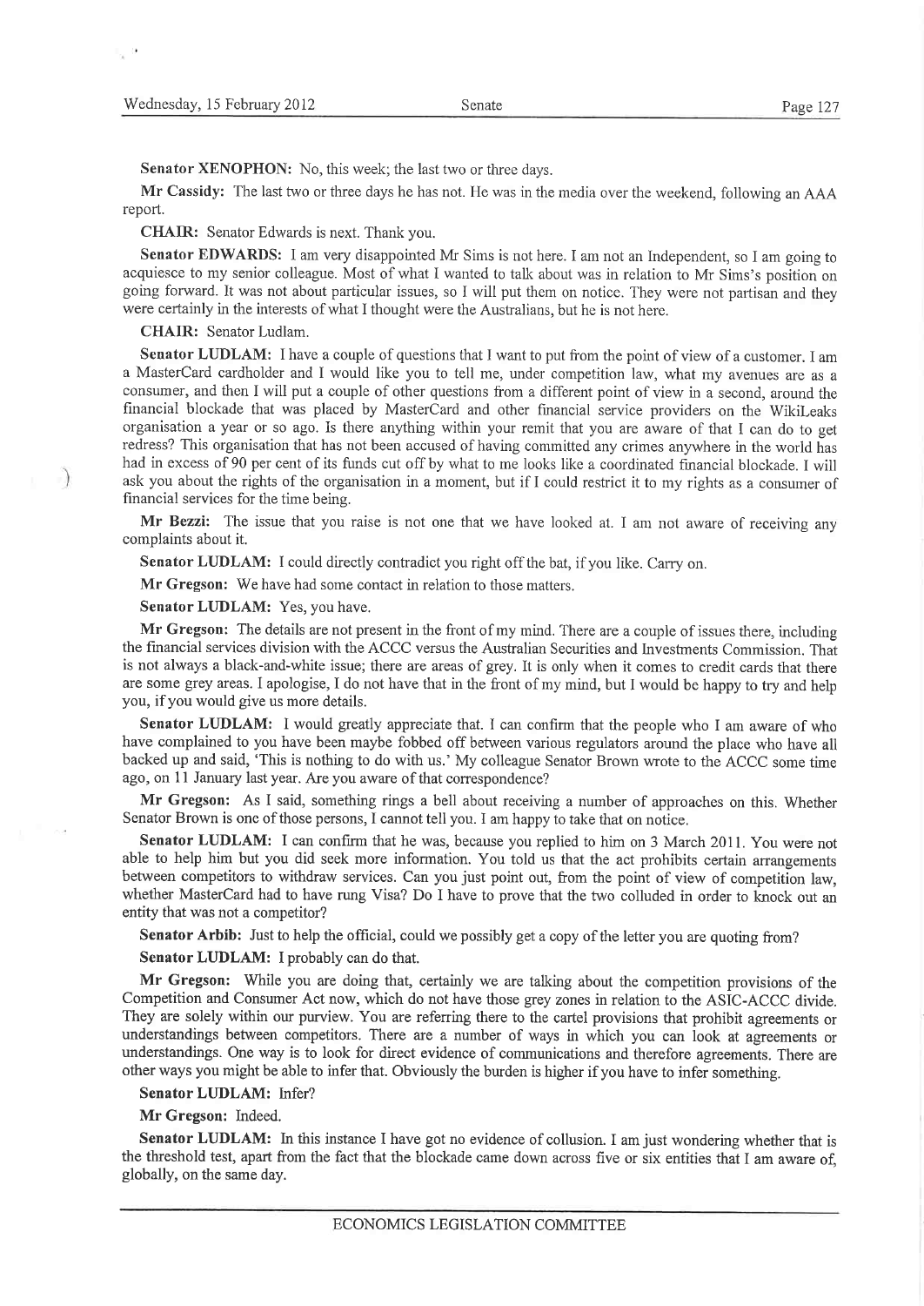**Senator XENOPHON:** No, this week; the last two or three days.

**Mr Cassidy:** The last two or three days he has not. He was in the media over the weekend, following an AAA report.

**CHAIR:** Senator Edwards is next. Thank you.

**Senator EDWARDS:** I am very disappointed Mr Sims is not here. I am not an Independent, so I am going to acquiesce to my senior colleague. Most of what I wanted to talk about was in relation to Mr Sims's position on going forward. It was not about particular issues, so I will put them on notice. They were not partisan and they were certainly in the interests of what I thought were the Australians, but he is not here.

**CHAIR:** Senator Ludlam.

**Senator LUDLAM:** I have a couple of questions that I want to put from the point of view of a customer. I am a MasterCard cardholder and I would like you to tell me, under competition law, what my avenues are as a consumer, and then I will put a couple of other questions from a different point of view in a second, around the financial blockade that was placed by MasterCard and other financial service providers on the WikiLeaks organisation a year or so ago. Is there anything within your remit that you are aware of that I can do to get redress? This organisation that has not been accused of having committed any crimes anywhere in the world has had in excess of 90 per cent of its funds cut off by what to me looks like a coordinated financial blockade. I will ask you about the rights of the organisation in a moment, but if I could restrict it to my rights as a consumer of financial services for the time being.

**Mr Bezzi:** The issue that you raise is not one that we have looked at. I am not aware of receiving any complaints about it.

**Senator LUDLAM:** I could directly contradict you right off the bat, if you like. Carry on.

**Mr Gregson:** We have had some contact in relation to those matters.

**Senator LUDLAM:** Yes, you have.

**Mr Gregson:** The details are not present in the front of my mind. There are a couple of issues there, including the financial services division with the ACCC versus the Australian Securities and Investments Commission. That is not always a black-and-white issue; there are areas of grey. It is only when it comes to credit cards that there are some grey areas. I apologise, I do not have that in the front of my mind, but I would be happy to try and help you, if you would give us more details.

**Senator LUDLAM:** I would greatly appreciate that. I can confirm that the people who I am aware of who have complained to you have been maybe fobbed off between various regulators around the place who have all backed up and said, 'This is nothing to do with us.' My colleague Senator Brown wrote to the ACCC some time ago, on 11 January last year. Are you aware of that correspondence?

**Mr Gregson:** As I said, something rings a bell about receiving a number of approaches on this. Whether Senator Brown is one of those persons, I cannot tell you. I am happy to take that on notice.

**Senator LUDLAM:** I can confirm that he was, because you replied to him on 3 March 2011. You were not able to help him but you did seek more information. You told us that the act prohibits certain arrangements between competitors to withdraw services. Can you just point out, from the point of view of competition law, whether MasterCard had to have rung Visa? Do I have to prove that the two colluded in order to knock out an entity that was not a competitor?

**Senator Arbib:** Just to help the official, could we possibly get a copy of the letter you are quoting from?

**Senator LUDLAM:** I probably can do that.

**Mr Gregson:** While you are doing that, certainly we are talking about the competition provisions of the Competition and Consumer Act now, which do not have those grey zones in relation to the ASIC-ACCC divide. They are solely within our purview. You are referring there to the cartel provisions that prohibit agreements or understandings between competitors. There are a number of ways in which you can look at agreements or understandings. One way is to look for direct evidence of communications and therefore agreements. There are other ways you might be able to infer that. Obviously the burden is higher if you have to infer something.

**Senator LUDLAM:** Infer?

**Mr Gregson:** Indeed.

**Senator LUDLAM:** In this instance I have got no evidence of collusion. I am just wondering whether that is the threshold test, apart from the fact that the blockade came down across five or six entities that I am aware of, globally, on the same day.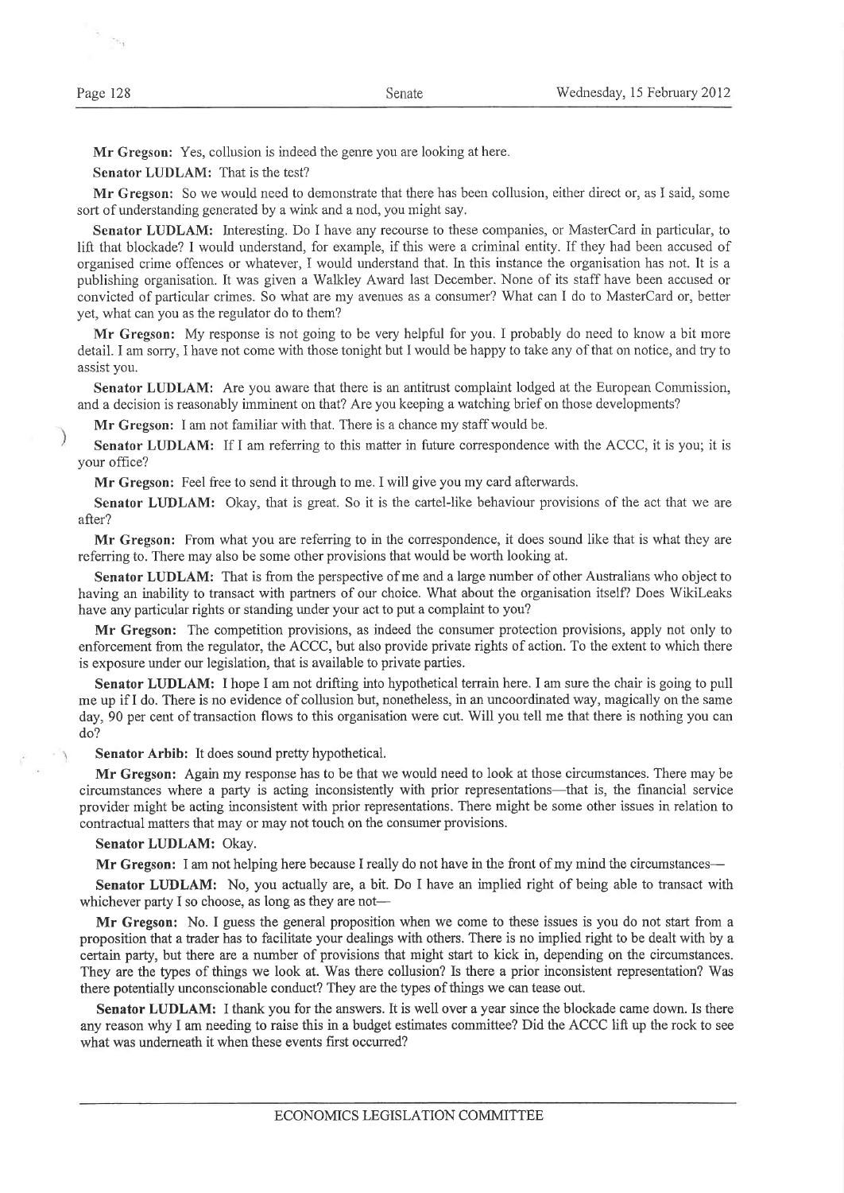**Mr Gregson:** Yes, collusion is indeed the genre you are looking at here.

**Senator LUDLAM:** That is the test?

**Mr Gregson:** So we would need to demonstrate that there has been collusion, either direct or, as I said, some sort of understanding generated by a wink and a nod, you might say.

**Senator LUDLAM:** Interesting. Do I have any recourse to these companies, or MasterCard in particular, to lift that blockade? I would understand, for example, if this were a criminal entity. If they had been accused of organised crime offences or whatever, I would understand that. In this instance the organisation has not. It is a publishing organisation. It was given a Walkley Award last December. None of its staff have been accused or convicted of particular crimes. So what are my avenues as a consumer? What can I do to MasterCard or, better yet, what can you as the regulator do to them?

**Mr Gregson:** My response is not going to be very helpful for you. I probably do need to know a bit more detail. I am sorry, I have not come with those tonight but I would be happy to take any of that on notice, and try to assist you.

**Senator LUDLAM:** Are you aware that there is an antitrust complaint lodged at the European Commission, and a decision is reasonably imminent on that? Are you keeping a watching brief on those developments?

**Mr Gregson:** I am not familiar with that. There is a chance my staff would be.

**Senator LUDLAM:** If I am referring to this matter in future correspondence with the ACCC, it is you; it is your office?

**Mr Gregson:** Feel free to send it through to me. I will give you my card afterwards.

**Senator LUDLAM:** Okay, that is great. So it is the cartel-like behaviour provisions of the act that we are after?

**Mr Gregson:** From what you are referring to in the correspondence, it does sound like that is what they are referring to. There may also be some other provisions that would be worth looking at.

**Senator LUDLAM:** That is from the perspective of me and a large number of other Australians who object to having an inability to transact with partners of our choice. What about the organisation itself? Does WikiLeaks have any particular rights or standing under your act to put a complaint to you?

**Mr Gregson:** The competition provisions, as indeed the consumer protection provisions, apply not only to enforcement from the regulator, the ACCC, but also provide private rights of action. To the extent to which there is exposure under our legislation, that is available to private parties.

**Senator LUDLAM:** I hope I am not drifting into hypothetical terrain here. I am sure the chair is going to pull me up if I do. There is no evidence of collusion but, nonetheless, in an uncoordinated way, magically on the same day, 90 per cent of transaction flows to this organisation were cut. Will you tell me that there is nothing you can do?

**Senator Arbib:** It does sound pretty hypothetical.

**Mr Gregson:** Again my response has to be that we would need to look at those circumstances. There may be circumstances where a party is acting inconsistently with prior representations—that is, the financial service provider might be acting inconsistent with prior representations. There might be some other issues in relation to contractual matters that may or may not touch on the consumer provisions.

**Senator LUDLAM:** Okay.

**Mr Gregson:** I am not helping here because I really do not have in the front of my mind the circumstances—

**Senator LUDLAM:** No, you actually are, a bit. Do I have an implied right of being able to transact with whichever party I so choose, as long as they are not—

**Mr Gregson:** No. I guess the general proposition when we come to these issues is you do not start from a proposition that a trader has to facilitate your dealings with others. There is no implied right to be dealt with by a certain party, but there are a number of provisions that might start to kick in, depending on the circumstances. They are the types of things we look at. Was there collusion? Is there a prior inconsistent representation? Was there potentially unconscionable conduct? They are the types of things we can tease out.

**Senator LUDLAM:** I thank you for the answers. It is well over a year since the blockade came down. Is there any reason why I am needing to raise this in a budget estimates committee? Did the ACCC lift up the rock to see what was underneath it when these events first occurred?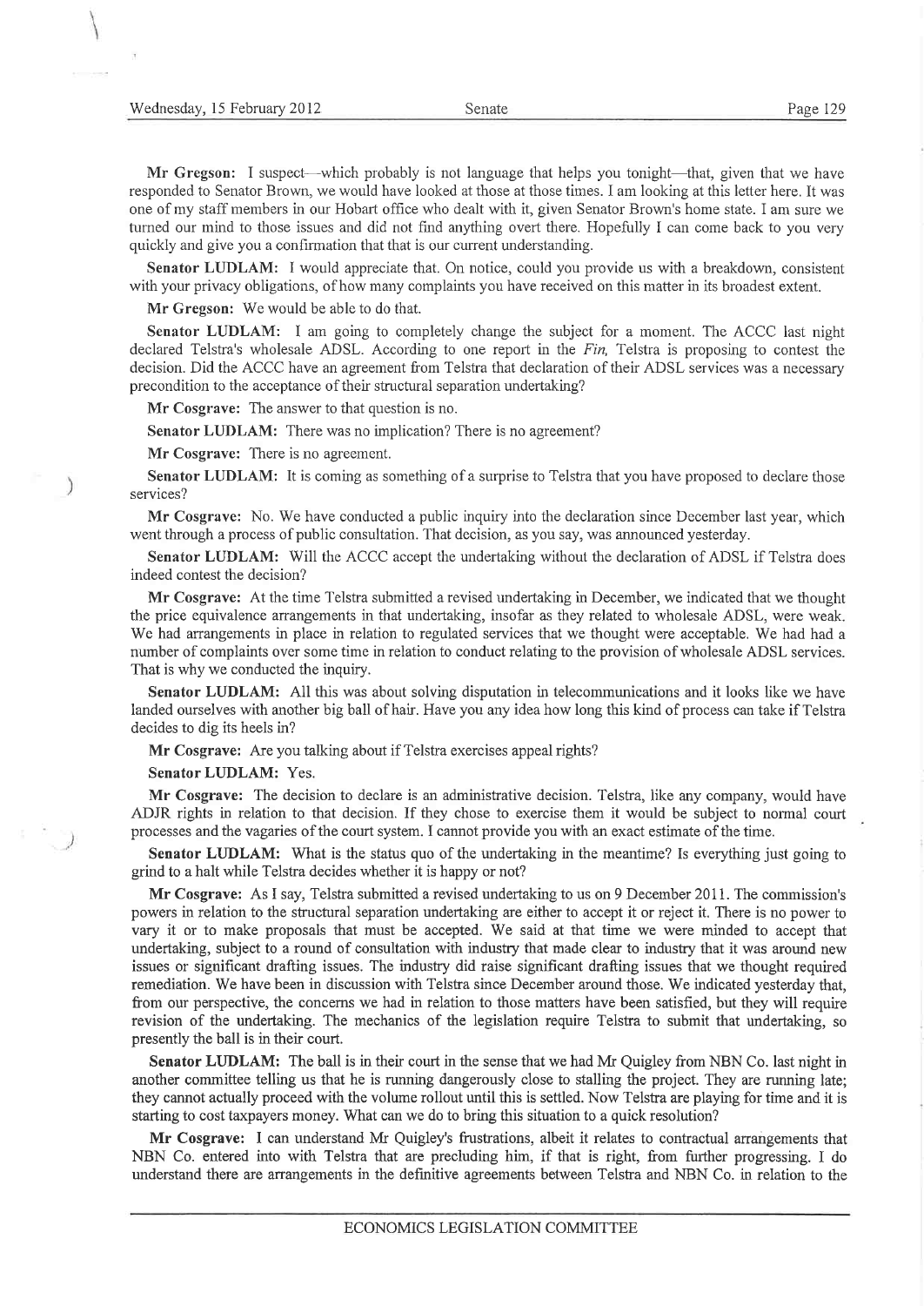**Mr Gregson:** I suspect—which probably is not language that helps you tonight—that, given that we have responded to Senator Brown, we would have looked at those at those times. I am looking at this letter here. It was one of my staff members in our Hobart office who dealt with it, given Senator Brown's home state. I am sure we turned our mind to those issues and did not find anything overt there. Hopefully I can come back to you very quickly and give you a confirmation that that is our current understanding.

**Senator LUDLAM:** I would appreciate that. On notice, could you provide us with a breakdown, consistent with your privacy obligations, of how many complaints you have received on this matter in its broadest extent.

**Mr Gregson:** We would be able to do that.

**Senator LUDLAM:** I am going to completely change the subject for a moment. The ACCC last night declared Telstra's wholesale ADSL. According to one report in the *Fin*, Telstra is proposing to contest the decision. Did the ACCC have an agreement from Telstra that declaration of their ADSL services was a necessary precondition to the acceptance of their structural separation undertaking?

**Mr Cosgrave:** The answer to that question is no.

**Senator LUDLAM:** There was no implication? There is no agreement?

**Mr Cosgrave:** There is no agreement.

**Senator LUDLAM:** It is coming as something of a surprise to Telstra that you have proposed to declare those services?

**Mr Cosgrave:** No. We have conducted a public inquiry into the declaration since December last year, which went through a process of public consultation. That decision, as you say, was announced yesterday.

**Senator LUDLAM:** Will the ACCC accept the undertaking without the declaration of ADSL if Telstra does indeed contest the decision?

**Mr Cosgrave:** At the time Telstra submitted a revised undertaking in December, we indicated that we thought the price equivalence arrangements in that undertaking, insofar as they related to wholesale ADSL, were weak. We had arrangements in place in relation to regulated services that we thought were acceptable. We had had a number of complaints over some time in relation to conduct relating to the provision of wholesale ADSL services. That is why we conducted the inquiry.

**Senator LUDLAM:** All this was about solving disputation in telecommunications and it looks like we have landed ourselves with another big ball of hair. Have you any idea how long this kind of process can take if Telstra decides to dig its heels in?

**Mr Cosgrave:** Are you talking about if Telstra exercises appeal rights?

**Senator LUDLAM:** Yes.

**Mr Cosgrave:** The decision to declare is an administrative decision. Telstra, like any company, would have ADJR rights in relation to that decision. If they chose to exercise them it would be subject to normal court processes and the vagaries of the court system. I cannot provide you with an exact estimate of the time.

**Senator LUDLAM:** What is the status quo of the undertaking in the meantime? Is everything just going to grind to a halt while Telstra decides whether it is happy or not?

**Mr Cosgrave:** As I say, Telstra submitted a revised undertaking to us on 9 December 2011. The commission's powers in relation to the structural separation undertaking are either to accept it or reject it. There is no power to vary it or to make proposals that must be accepted. We said at that time we were minded to accept that undertaking, subject to a round of consultation with industry that made clear to industry that it was around new issues or significant drafting issues. The industry did raise significant drafting issues that we thought required remediation. We have been in discussion with Telstra since December around those. We indicated yesterday that, from our perspective, the concerns we had in relation to those matters have been satisfied, but they will require revision of the undertaking. The mechanics of the legislation require Telstra to submit that undertaking, so presently the ball is in their court.

**Senator LUDLAM:** The ball is in their court in the sense that we had Mr Quigley from NBN Co. last night in another committee telling us that he is running dangerously close to stalling the project. They are running late; they cannot actually proceed with the volume rollout until this is settled. Now Telstra are playing for time and it is starting to cost taxpayers money. What can we do to bring this situation to a quick resolution?

**Mr Cosgrave:** I can understand Mr Quigley's frustrations, albeit it relates to contractual arrangements that NBN Co. entered into with Telstra that are precluding him, if that is right, from further progressing. I do understand there are arrangements in the definitive agreements between Telstra and NBN Co. in relation to the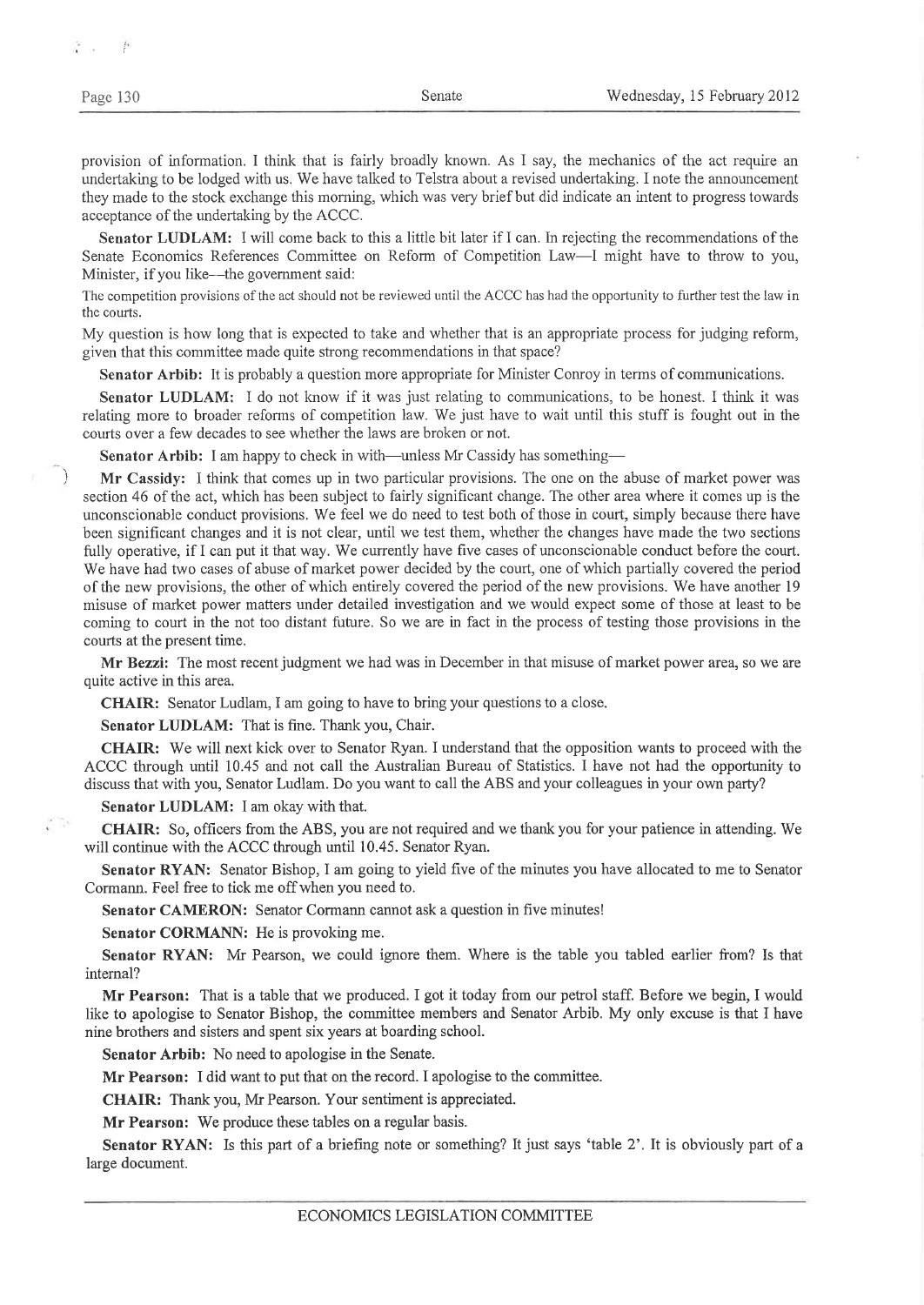provision of information. I think that is fairly broadly known. As I say, the mechanics of the act require an undertaking to be lodged with us. We have talked to Telstra about a revised undertaking. I note the announcement they made to the stock exchange this morning, which was very brief but did indicate an intent to progress towards acceptance of the undertaking by the ACCC.

**Senator LUDLAM:** I will come back to this a little bit later if I can. In rejecting the recommendations of the Senate Economics References Committee on Reform of Competition Law—I might have to throw to you, Minister, if you like—the government said:

> The competition provisions of the act should not be reviewed until the ACCC has had the opportunity to further test the law in the courts.

My question is how long that is expected to take and whether that is an appropriate process for judging reform, given that this committee made quite strong recommendations in that space?

**Senator Arbib:** It is probably a question more appropriate for Minister Conroy in terms of communications.

**Senator LUDLAM:** I do not know if it was just relating to communications, to be honest. I think it was relating more to broader reforms of competition law. We just have to wait until this stuff is fought out in the courts over a few decades to see whether the laws are broken or not.

**Senator Arbib:** I am happy to check in with—unless Mr Cassidy has something—

**Mr Cassidy:** I think that comes up in two particular provisions. The one on the abuse of market power was section 46 of the act, which has been subject to fairly significant change. The other area where it comes up is the unconscionable conduct provisions. We feel we do need to test both of those in court, simply because there have been significant changes and it is not clear, until we test them, whether the changes have made the two sections fully operative, if I can put it that way. We currently have five cases of unconscionable conduct before the court. We have had two cases of abuse of market power decided by the court, one of which partially covered the period of the new provisions, the other of which entirely covered the period of the new provisions. We have another 19 misuse of market power matters under detailed investigation and we would expect some of those at least to be coming to court in the not too distant future. So we are in fact in the process of testing those provisions in the courts at the present time.

**Mr Bezzi:** The most recent judgment we had was in December in that misuse of market power area, so we are quite active in this area.

**CHAIR:** Senator Ludlam, I am going to have to bring your questions to a close.

**Senator LUDLAM:** That is fine. Thank you, Chair.

**CHAIR:** We will next kick over to Senator Ryan. I understand that the opposition wants to proceed with the ACCC through until 10.45 and not call the Australian Bureau of Statistics. I have not had the opportunity to discuss that with you, Senator Ludlam. Do you want to call the ABS and your colleagues in your own party?

**Senator LUDLAM:** I am okay with that.

**CHAIR:** So, officers from the ABS, you are not required and we thank you for your patience in attending. We will continue with the ACCC through until 10.45. Senator Ryan.

**Senator RYAN:** Senator Bishop, I am going to yield five of the minutes you have allocated to me to Senator Cormann. Feel free to tick me off when you need to.

**Senator CAMERON:** Senator Cormann cannot ask a question in five minutes!

**Senator CORMANN:** He is provoking me.

**Senator RYAN:** Mr Pearson, we could ignore them. Where is the table you tabled earlier from? Is that internal?

**Mr Pearson:** That is a table that we produced. I got it today from our petrol staff. Before we begin, I would like to apologise to Senator Bishop, the committee members and Senator Arbib. My only excuse is that I have nine brothers and sisters and spent six years at boarding school.

**Senator Arbib:** No need to apologise in the Senate.

**Mr Pearson:** I did want to put that on the record. I apologise to the committee.

**CHAIR:** Thank you, Mr Pearson. Your sentiment is appreciated.

**Mr Pearson:** We produce these tables on a regular basis.

**Senator RYAN:** Is this part of a briefing note or something? It just says 'table 2'. It is obviously part of a large document.